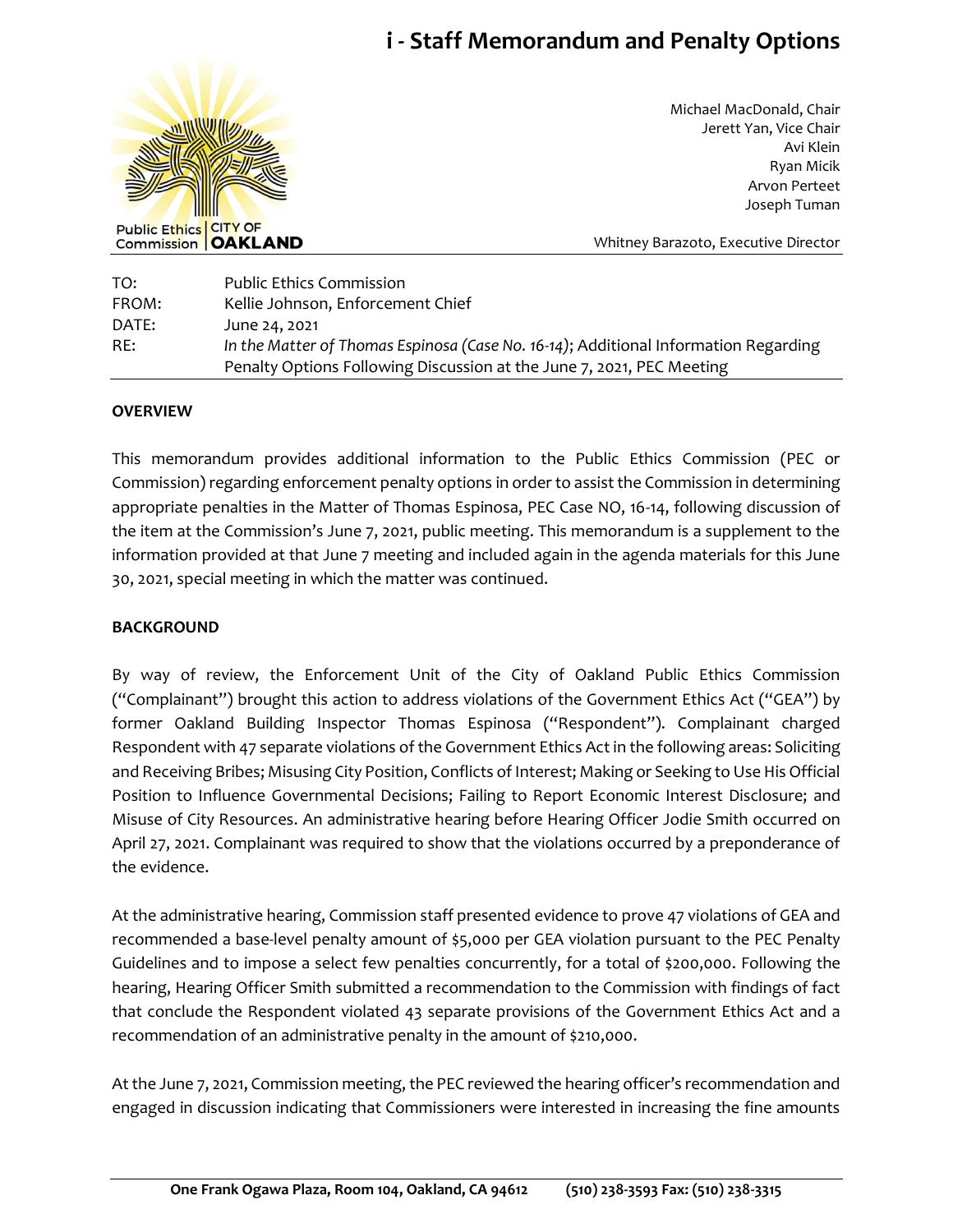# i - Staff Memorandum and Penalty Options

Public Ethics Commission | CITY OF OAKLAND

Michael MacDonald, Chair
Jerett Yan, Vice Chair
Avi Klein
Ryan Micik
Arvon Perteet
Joseph Tuman

Whitney Barazoto, Executive Director

| | |
|---|---|
| TO: | Public Ethics Commission |
| FROM: | Kellie Johnson, Enforcement Chief |
| DATE: | June 24, 2021 |
| RE: | *In the Matter of Thomas Espinosa (Case No. 16-14)*; Additional Information Regarding Penalty Options Following Discussion at the June 7, 2021, PEC Meeting |

**OVERVIEW**

This memorandum provides additional information to the Public Ethics Commission (PEC or Commission) regarding enforcement penalty options in order to assist the Commission in determining appropriate penalties in the Matter of Thomas Espinosa, PEC Case NO, 16-14, following discussion of the item at the Commission's June 7, 2021, public meeting. This memorandum is a supplement to the information provided at that June 7 meeting and included again in the agenda materials for this June 30, 2021, special meeting in which the matter was continued.

**BACKGROUND**

By way of review, the Enforcement Unit of the City of Oakland Public Ethics Commission ("Complainant") brought this action to address violations of the Government Ethics Act ("GEA") by former Oakland Building Inspector Thomas Espinosa ("Respondent"). Complainant charged Respondent with 47 separate violations of the Government Ethics Act in the following areas: Soliciting and Receiving Bribes; Misusing City Position, Conflicts of Interest; Making or Seeking to Use His Official Position to Influence Governmental Decisions; Failing to Report Economic Interest Disclosure; and Misuse of City Resources. An administrative hearing before Hearing Officer Jodie Smith occurred on April 27, 2021. Complainant was required to show that the violations occurred by a preponderance of the evidence.

At the administrative hearing, Commission staff presented evidence to prove 47 violations of GEA and recommended a base-level penalty amount of $5,000 per GEA violation pursuant to the PEC Penalty Guidelines and to impose a select few penalties concurrently, for a total of $200,000. Following the hearing, Hearing Officer Smith submitted a recommendation to the Commission with findings of fact that conclude the Respondent violated 43 separate provisions of the Government Ethics Act and a recommendation of an administrative penalty in the amount of $210,000.

At the June 7, 2021, Commission meeting, the PEC reviewed the hearing officer's recommendation and engaged in discussion indicating that Commissioners were interested in increasing the fine amounts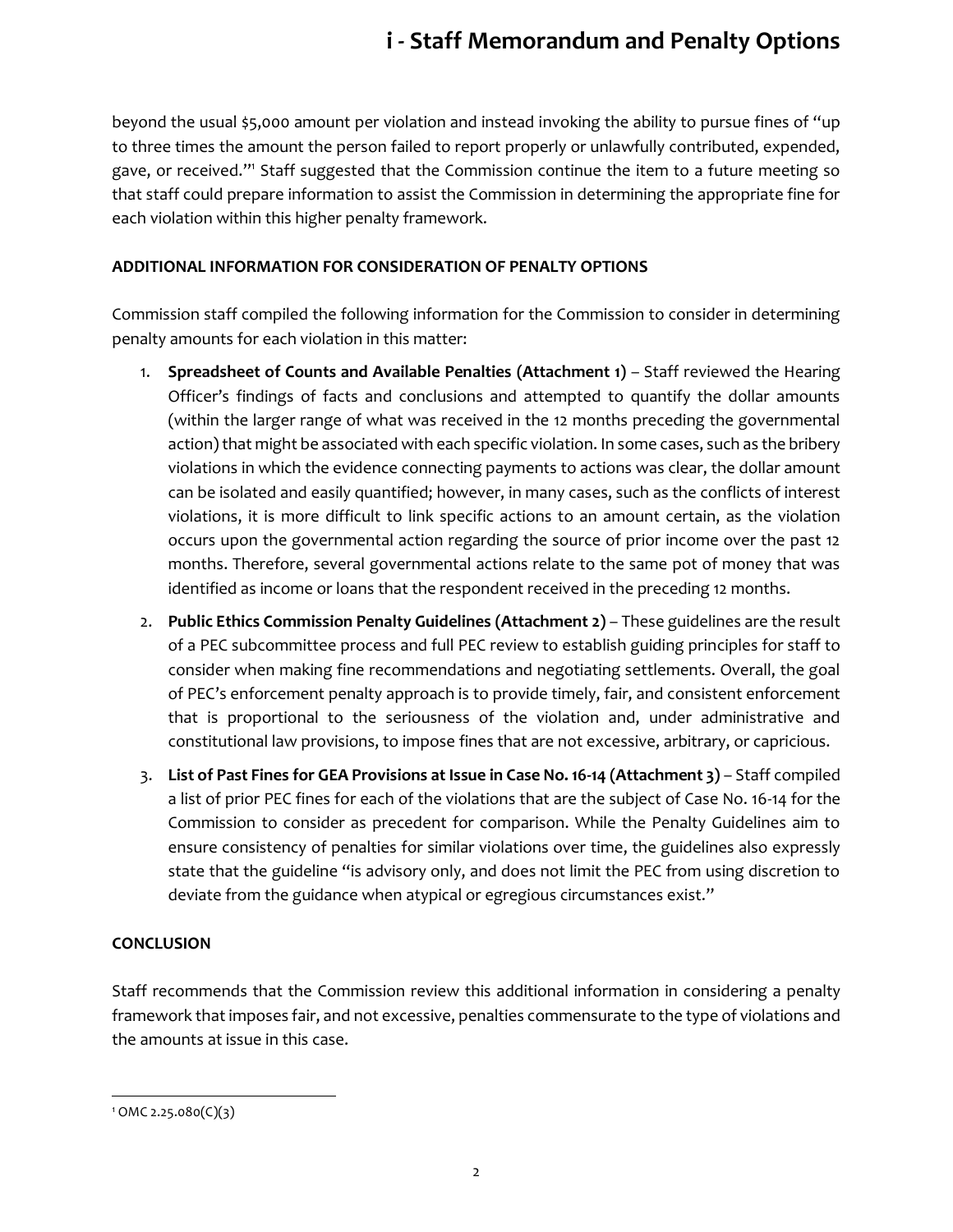beyond the usual $5,000 amount per violation and instead invoking the ability to pursue fines of "up to three times the amount the person failed to report properly or unlawfully contributed, expended, gave, or received."[1] Staff suggested that the Commission continue the item to a future meeting so that staff could prepare information to assist the Commission in determining the appropriate fine for each violation within this higher penalty framework.

**ADDITIONAL INFORMATION FOR CONSIDERATION OF PENALTY OPTIONS**

Commission staff compiled the following information for the Commission to consider in determining penalty amounts for each violation in this matter:

1. **Spreadsheet of Counts and Available Penalties (Attachment 1)** – Staff reviewed the Hearing Officer's findings of facts and conclusions and attempted to quantify the dollar amounts (within the larger range of what was received in the 12 months preceding the governmental action) that might be associated with each specific violation. In some cases, such as the bribery violations in which the evidence connecting payments to actions was clear, the dollar amount can be isolated and easily quantified; however, in many cases, such as the conflicts of interest violations, it is more difficult to link specific actions to an amount certain, as the violation occurs upon the governmental action regarding the source of prior income over the past 12 months. Therefore, several governmental actions relate to the same pot of money that was identified as income or loans that the respondent received in the preceding 12 months.
2. **Public Ethics Commission Penalty Guidelines (Attachment 2)** – These guidelines are the result of a PEC subcommittee process and full PEC review to establish guiding principles for staff to consider when making fine recommendations and negotiating settlements. Overall, the goal of PEC's enforcement penalty approach is to provide timely, fair, and consistent enforcement that is proportional to the seriousness of the violation and, under administrative and constitutional law provisions, to impose fines that are not excessive, arbitrary, or capricious.
3. **List of Past Fines for GEA Provisions at Issue in Case No. 16-14 (Attachment 3)** – Staff compiled a list of prior PEC fines for each of the violations that are the subject of Case No. 16-14 for the Commission to consider as precedent for comparison. While the Penalty Guidelines aim to ensure consistency of penalties for similar violations over time, the guidelines also expressly state that the guideline "is advisory only, and does not limit the PEC from using discretion to deviate from the guidance when atypical or egregious circumstances exist."

**CONCLUSION**

Staff recommends that the Commission review this additional information in considering a penalty framework that imposes fair, and not excessive, penalties commensurate to the type of violations and the amounts at issue in this case.

[1] OMC 2.25.080(C)(3)